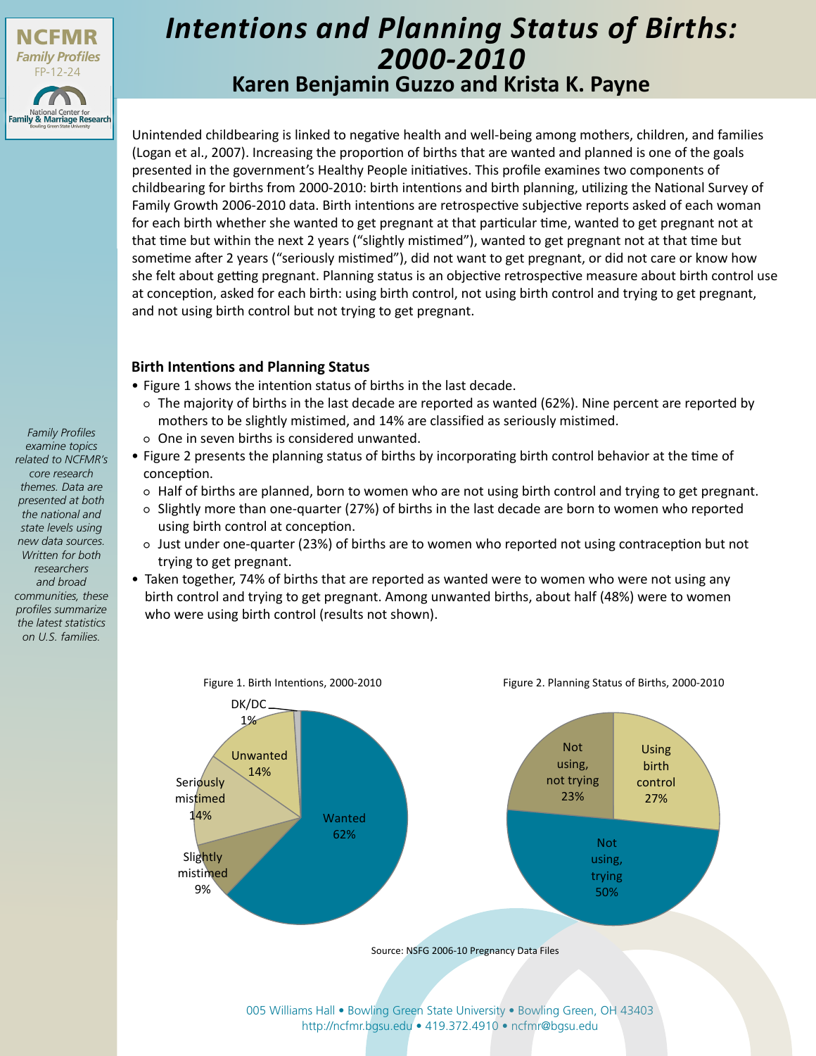NCFMR
*Family Profiles*
FP-12-24

National Center for Family & Marriage Research
Bowling Green State University

# *Intentions and Planning Status of Births: 2000-2010*

## Karen Benjamin Guzzo and Krista K. Payne

Unintended childbearing is linked to negative health and well-being among mothers, children, and families (Logan et al., 2007). Increasing the proportion of births that are wanted and planned is one of the goals presented in the government's Healthy People initiatives. This profile examines two components of childbearing for births from 2000-2010: birth intentions and birth planning, utilizing the National Survey of Family Growth 2006-2010 data. Birth intentions are retrospective subjective reports asked of each woman for each birth whether she wanted to get pregnant at that particular time, wanted to get pregnant not at that time but within the next 2 years ("slightly mistimed"), wanted to get pregnant not at that time but sometime after 2 years ("seriously mistimed"), did not want to get pregnant, or did not care or know how she felt about getting pregnant. Planning status is an objective retrospective measure about birth control use at conception, asked for each birth: using birth control, not using birth control and trying to get pregnant, and not using birth control but not trying to get pregnant.

*Family Profiles examine topics related to NCFMR's core research themes. Data are presented at both the national and state levels using new data sources. Written for both researchers and broad communities, these profiles summarize the latest statistics on U.S. families.*

### Birth Intentions and Planning Status

- Figure 1 shows the intention status of births in the last decade.
  - The majority of births in the last decade are reported as wanted (62%). Nine percent are reported by mothers to be slightly mistimed, and 14% are classified as seriously mistimed.
  - One in seven births is considered unwanted.
- Figure 2 presents the planning status of births by incorporating birth control behavior at the time of conception.
  - Half of births are planned, born to women who are not using birth control and trying to get pregnant.
  - Slightly more than one-quarter (27%) of births in the last decade are born to women who reported using birth control at conception.
  - Just under one-quarter (23%) of births are to women who reported not using contraception but not trying to get pregnant.
- Taken together, 74% of births that are reported as wanted were to women who were not using any birth control and trying to get pregnant. Among unwanted births, about half (48%) were to women who were using birth control (results not shown).

Figure 1. Birth Intentions, 2000-2010

DK/DC 1%
Unwanted 14%
Seriously mistimed 14%
Slightly mistimed 9%
Wanted 62%

Figure 2. Planning Status of Births, 2000-2010

Not using, not trying 23%
Using birth control 27%
Not using, trying 50%

Source: NSFG 2006-10 Pregnancy Data Files

005 Williams Hall • Bowling Green State University • Bowling Green, OH 43403
http://ncfmr.bgsu.edu • 419.372.4910 • ncfmr@bgsu.edu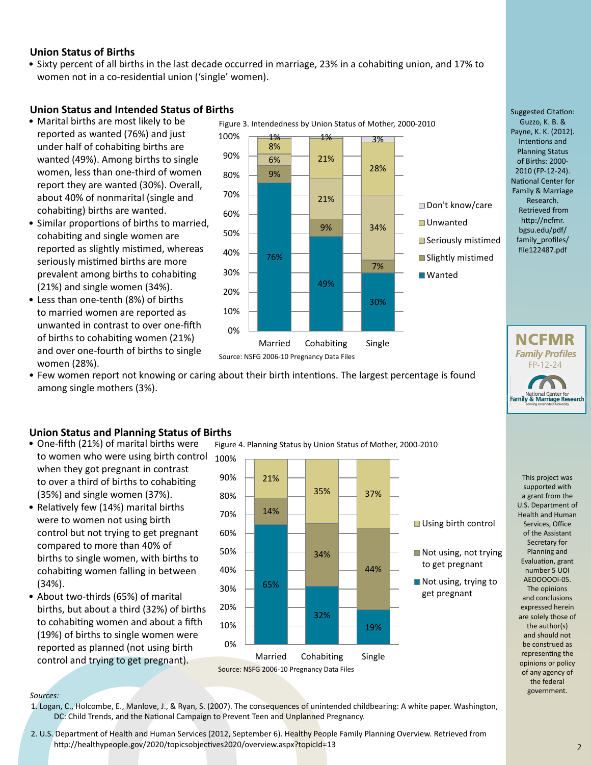### Union Status of Births

- Sixty percent of all births in the last decade occurred in marriage, 23% in a cohabiting union, and 17% to women not in a co-residential union ('single' women).

### Union Status and Intended Status of Births

- Marital births are most likely to be reported as wanted (76%) and just under half of cohabiting births are wanted (49%). Among births to single women, less than one-third of women report they are wanted (30%). Overall, about 40% of nonmarital (single and cohabiting) births are wanted.
- Similar proportions of births to married, cohabiting and single women are reported as slightly mistimed, whereas seriously mistimed births are more prevalent among births to cohabiting (21%) and single women (34%).
- Less than one-tenth (8%) of births to married women are reported as unwanted in contrast to over one-fifth of births to cohabiting women (21%) and over one-fourth of births to single women (28%).
- Few women report not knowing or caring about their birth intentions. The largest percentage is found among single mothers (3%).

Figure 3. Intendedness by Union Status of Mother, 2000-2010

100%
90%
80%
70%
60%
50%
40%
30%
20%
10%
0%

Married: 76%, 9%, 6%, 8%, 1%
Cohabiting: 49%, 9%, 21%, 21%, 1%
Single: 30%, 7%, 34%, 28%, 3%

Don't know/care
Unwanted
Seriously mistimed
Slightly mistimed
Wanted

Source: NSFG 2006-10 Pregnancy Data Files

### Union Status and Planning Status of Births

- One-fifth (21%) of marital births were to women who were using birth control when they got pregnant in contrast to over a third of births to cohabiting (35%) and single women (37%).
- Relatively few (14%) marital births were to women not using birth control but not trying to get pregnant compared to more than 40% of births to single women, with births to cohabiting women falling in between (34%).
- About two-thirds (65%) of marital births, but about a third (32%) of births to cohabiting women and about a fifth (19%) of births to single women were reported as planned (not using birth control and trying to get pregnant).

Figure 4. Planning Status by Union Status of Mother, 2000-2010

100%
90%
80%
70%
60%
50%
40%
30%
20%
10%
0%

Married: 65%, 14%, 21%
Cohabiting: 32%, 34%, 35%
Single: 19%, 44%, 37%

Using birth control
Not using, not trying to get pregnant
Not using, trying to get pregnant

Source: NSFG 2006-10 Pregnancy Data Files

*Sources:*

1. Logan, C., Holcombe, E., Manlove, J., & Ryan, S. (2007). The consequences of unintended childbearing: A white paper. Washington, DC: Child Trends, and the National Campaign to Prevent Teen and Unplanned Pregnancy.
2. U.S. Department of Health and Human Services (2012, September 6). Healthy People Family Planning Overview. Retrieved from http://healthypeople.gov/2020/topicsobjectives2020/overview.aspx?topicId=13

Suggested Citation: Guzzo, K. B. & Payne, K. K. (2012). Intentions and Planning Status of Births: 2000-2010 (FP-12-24). National Center for Family & Marriage Research. Retrieved from http://ncfmr.bgsu.edu/pdf/family_profiles/file122487.pdf

NCFMR Family Profiles FP-12-24

National Center for Family & Marriage Research
Bowling Green State University

This project was supported with a grant from the U.S. Department of Health and Human Services, Office of the Assistant Secretary for Planning and Evaluation, grant number 5 UOI AEOOOOOI-05. The opinions and conclusions expressed herein are solely those of the author(s) and should not be construed as representing the opinions or policy of any agency of the federal government.